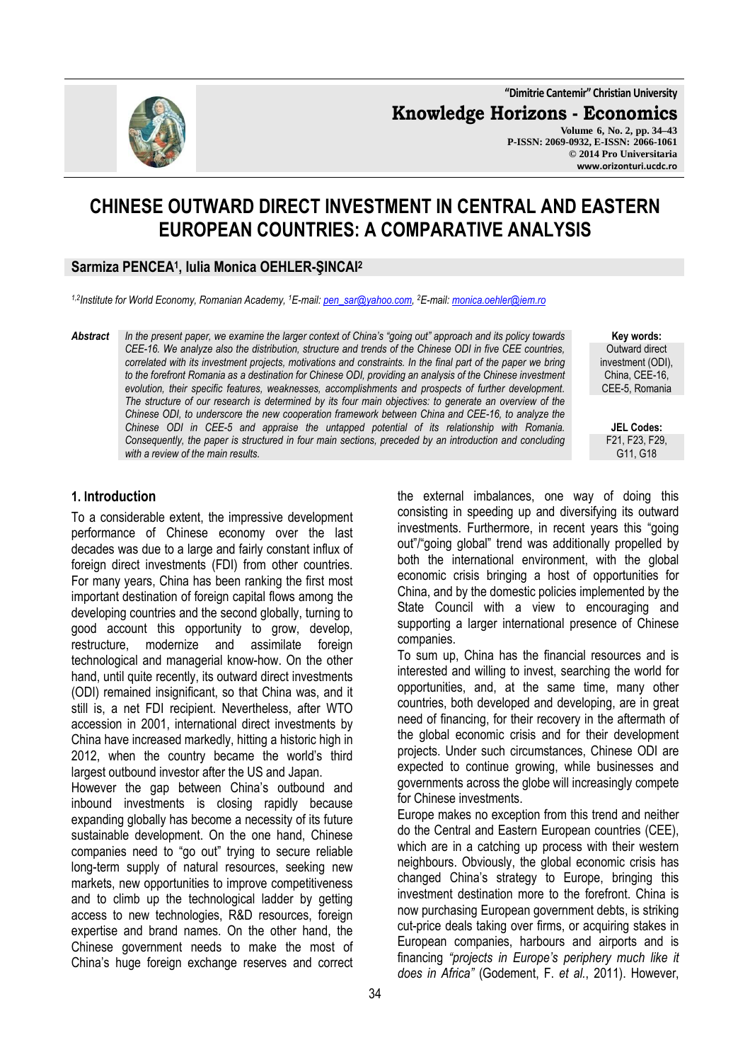# CHINESE OUTWARD DIRECT INVESTMENT IN CENTRAL AND EASTERN EUROPEAN COUNTRIES: A COMPARATIVE ANALYSIS

**Sarmiza PENCEA[1], Iulia Monica OEHLER-ŞINCAI[2]**

*[1,2]Institute for World Economy, Romanian Academy, [1]E-mail: pen_sar@yahoo.com, [2]E-mail: monica.oehler@iem.ro*

***Abstract*** *In the present paper, we examine the larger context of China's "going out" approach and its policy towards CEE-16. We analyze also the distribution, structure and trends of the Chinese ODI in five CEE countries, correlated with its investment projects, motivations and constraints. In the final part of the paper we bring to the forefront Romania as a destination for Chinese ODI, providing an analysis of the Chinese investment evolution, their specific features, weaknesses, accomplishments and prospects of further development. The structure of our research is determined by its four main objectives: to generate an overview of the Chinese ODI, to underscore the new cooperation framework between China and CEE-16, to analyze the Chinese ODI in CEE-5 and appraise the untapped potential of its relationship with Romania. Consequently, the paper is structured in four main sections, preceded by an introduction and concluding with a review of the main results.*

**Key words:** Outward direct investment (ODI), China, CEE-16, CEE-5, Romania

**JEL Codes:** F21, F23, F29, G11, G18

## 1. Introduction

To a considerable extent, the impressive development performance of Chinese economy over the last decades was due to a large and fairly constant influx of foreign direct investments (FDI) from other countries. For many years, China has been ranking the first most important destination of foreign capital flows among the developing countries and the second globally, turning to good account this opportunity to grow, develop, restructure, modernize and assimilate foreign technological and managerial know-how. On the other hand, until quite recently, its outward direct investments (ODI) remained insignificant, so that China was, and it still is, a net FDI recipient. Nevertheless, after WTO accession in 2001, international direct investments by China have increased markedly, hitting a historic high in 2012, when the country became the world's third largest outbound investor after the US and Japan.

However the gap between China's outbound and inbound investments is closing rapidly because expanding globally has become a necessity of its future sustainable development. On the one hand, Chinese companies need to "go out" trying to secure reliable long-term supply of natural resources, seeking new markets, new opportunities to improve competitiveness and to climb up the technological ladder by getting access to new technologies, R&D resources, foreign expertise and brand names. On the other hand, the Chinese government needs to make the most of China's huge foreign exchange reserves and correct the external imbalances, one way of doing this consisting in speeding up and diversifying its outward investments. Furthermore, in recent years this "going out"/"going global" trend was additionally propelled by both the international environment, with the global economic crisis bringing a host of opportunities for China, and by the domestic policies implemented by the State Council with a view to encouraging and supporting a larger international presence of Chinese companies.

To sum up, China has the financial resources and is interested and willing to invest, searching the world for opportunities, and, at the same time, many other countries, both developed and developing, are in great need of financing, for their recovery in the aftermath of the global economic crisis and for their development projects. Under such circumstances, Chinese ODI are expected to continue growing, while businesses and governments across the globe will increasingly compete for Chinese investments.

Europe makes no exception from this trend and neither do the Central and Eastern European countries (CEE), which are in a catching up process with their western neighbours. Obviously, the global economic crisis has changed China's strategy to Europe, bringing this investment destination more to the forefront. China is now purchasing European government debts, is striking cut-price deals taking over firms, or acquiring stakes in European companies, harbours and airports and is financing *"projects in Europe's periphery much like it does in Africa"* (Godement, F. *et al.*, 2011). However,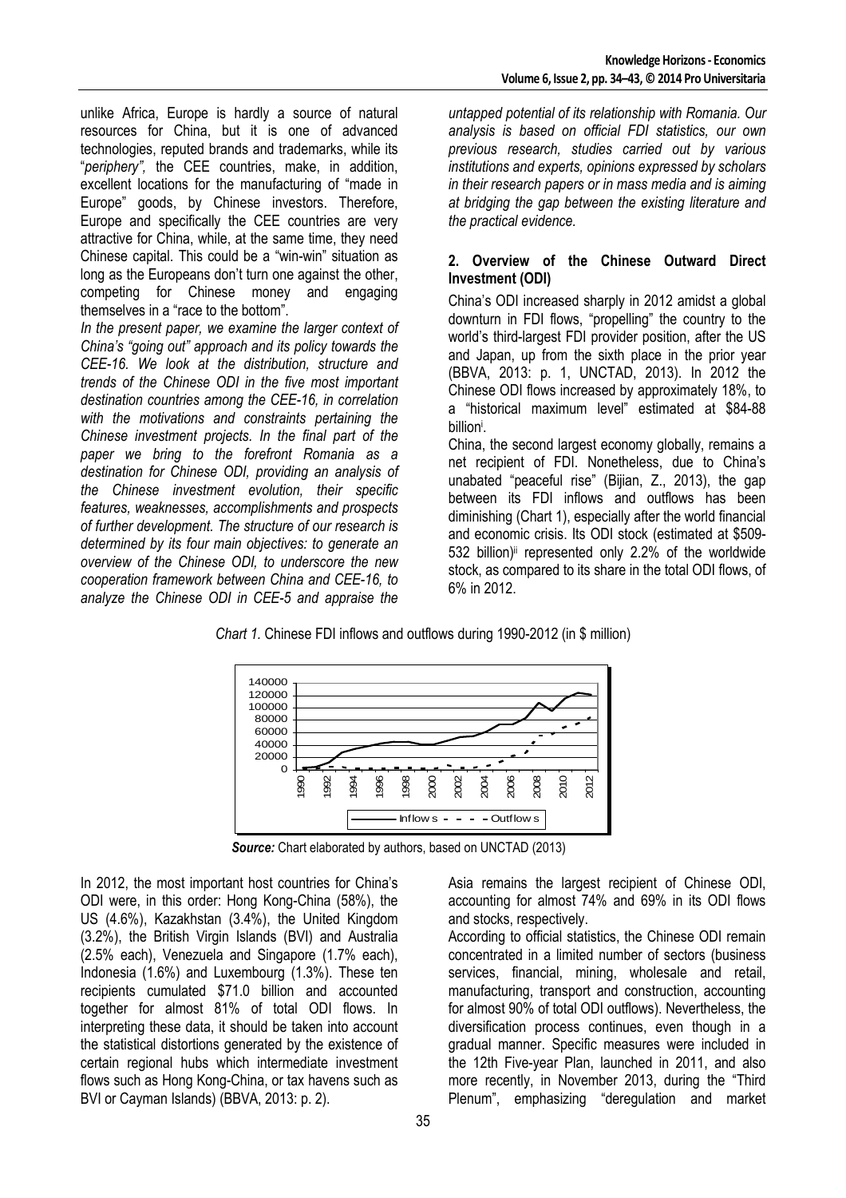unlike Africa, Europe is hardly a source of natural resources for China, but it is one of advanced technologies, reputed brands and trademarks, while its "*periphery",* the CEE countries, make, in addition, excellent locations for the manufacturing of "made in Europe" goods, by Chinese investors. Therefore, Europe and specifically the CEE countries are very attractive for China, while, at the same time, they need Chinese capital. This could be a "win-win" situation as long as the Europeans don't turn one against the other, competing for Chinese money and engaging themselves in a "race to the bottom".

*In the present paper, we examine the larger context of China's "going out" approach and its policy towards the CEE-16. We look at the distribution, structure and trends of the Chinese ODI in the five most important destination countries among the CEE-16, in correlation with the motivations and constraints pertaining the Chinese investment projects. In the final part of the paper we bring to the forefront Romania as a destination for Chinese ODI, providing an analysis of the Chinese investment evolution, their specific features, weaknesses, accomplishments and prospects of further development. The structure of our research is determined by its four main objectives: to generate an overview of the Chinese ODI, to underscore the new cooperation framework between China and CEE-16, to analyze the Chinese ODI in CEE-5 and appraise the untapped potential of its relationship with Romania. Our analysis is based on official FDI statistics, our own previous research, studies carried out by various institutions and experts, opinions expressed by scholars in their research papers or in mass media and is aiming at bridging the gap between the existing literature and the practical evidence.*

## 2. Overview of the Chinese Outward Direct Investment (ODI)

China's ODI increased sharply in 2012 amidst a global downturn in FDI flows, "propelling" the country to the world's third-largest FDI provider position, after the US and Japan, up from the sixth place in the prior year (BBVA, 2013: p. 1, UNCTAD, 2013). In 2012 the Chinese ODI flows increased by approximately 18%, to a "historical maximum level" estimated at $84-88 billion[i].

China, the second largest economy globally, remains a net recipient of FDI. Nonetheless, due to China's unabated "peaceful rise" (Bijian, Z., 2013), the gap between its FDI inflows and outflows has been diminishing (Chart 1), especially after the world financial and economic crisis. Its ODI stock (estimated at $509-532 billion)[ii] represented only 2.2% of the worldwide stock, as compared to its share in the total ODI flows, of 6% in 2012.

*Chart 1.* Chinese FDI inflows and outflows during 1990-2012 (in $ million)

***Source:*** Chart elaborated by authors, based on UNCTAD (2013)

In 2012, the most important host countries for China's ODI were, in this order: Hong Kong-China (58%), the US (4.6%), Kazakhstan (3.4%), the United Kingdom (3.2%), the British Virgin Islands (BVI) and Australia (2.5% each), Venezuela and Singapore (1.7% each), Indonesia (1.6%) and Luxembourg (1.3%). These ten recipients cumulated $71.0 billion and accounted together for almost 81% of total ODI flows. In interpreting these data, it should be taken into account the statistical distortions generated by the existence of certain regional hubs which intermediate investment flows such as Hong Kong-China, or tax havens such as BVI or Cayman Islands) (BBVA, 2013: p. 2).

Asia remains the largest recipient of Chinese ODI, accounting for almost 74% and 69% in its ODI flows and stocks, respectively.

According to official statistics, the Chinese ODI remain concentrated in a limited number of sectors (business services, financial, mining, wholesale and retail, manufacturing, transport and construction, accounting for almost 90% of total ODI outflows). Nevertheless, the diversification process continues, even though in a gradual manner. Specific measures were included in the 12th Five-year Plan, launched in 2011, and also more recently, in November 2013, during the "Third Plenum", emphasizing "deregulation and market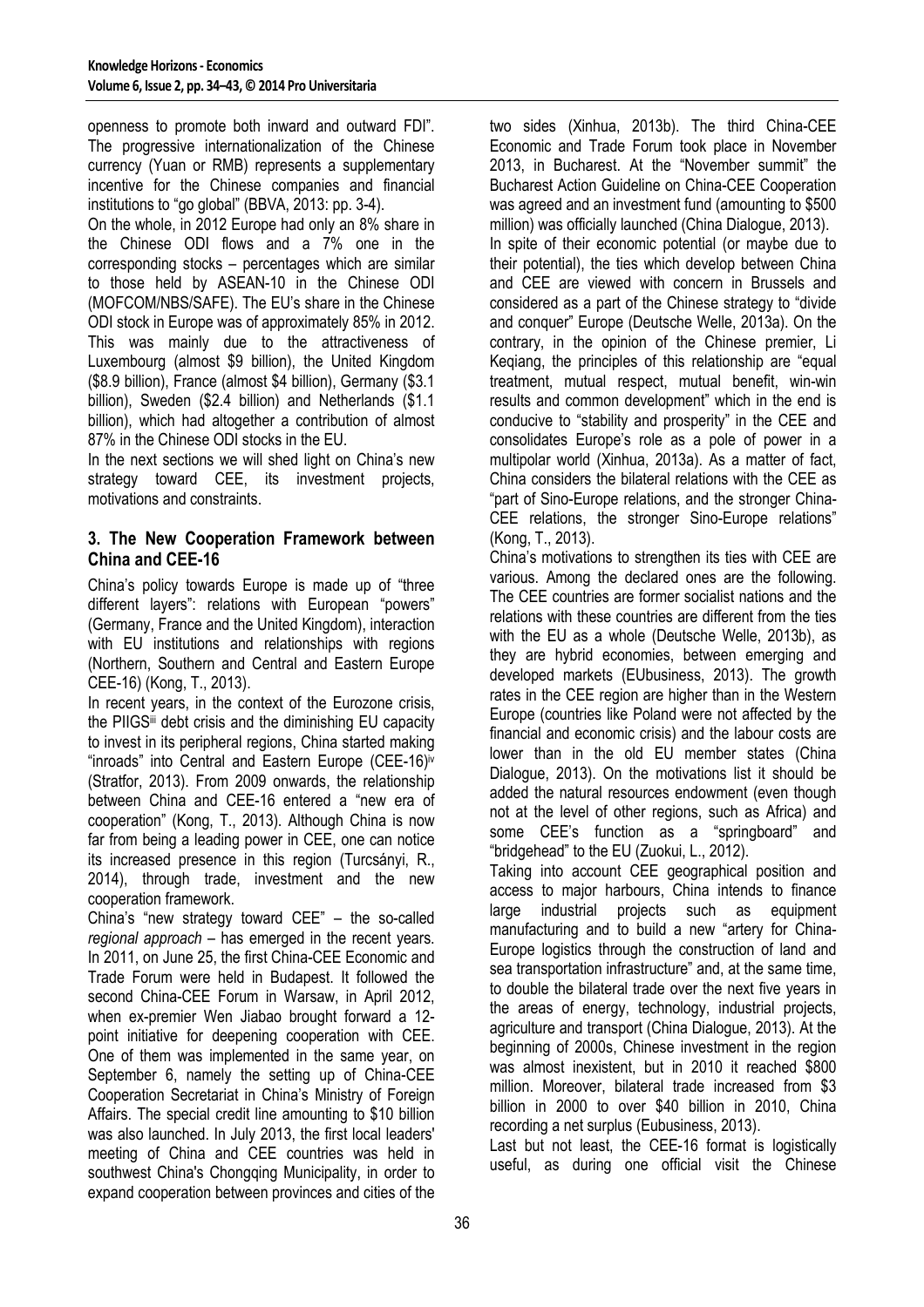openness to promote both inward and outward FDI". The progressive internationalization of the Chinese currency (Yuan or RMB) represents a supplementary incentive for the Chinese companies and financial institutions to "go global" (BBVA, 2013: pp. 3-4).

On the whole, in 2012 Europe had only an 8% share in the Chinese ODI flows and a 7% one in the corresponding stocks – percentages which are similar to those held by ASEAN-10 in the Chinese ODI (MOFCOM/NBS/SAFE). The EU's share in the Chinese ODI stock in Europe was of approximately 85% in 2012. This was mainly due to the attractiveness of Luxembourg (almost $9 billion), the United Kingdom ($8.9 billion), France (almost $4 billion), Germany ($3.1 billion), Sweden ($2.4 billion) and Netherlands ($1.1 billion), which had altogether a contribution of almost 87% in the Chinese ODI stocks in the EU.

In the next sections we will shed light on China's new strategy toward CEE, its investment projects, motivations and constraints.

## 3. The New Cooperation Framework between China and CEE-16

China's policy towards Europe is made up of "three different layers": relations with European "powers" (Germany, France and the United Kingdom), interaction with EU institutions and relationships with regions (Northern, Southern and Central and Eastern Europe CEE-16) (Kong, T., 2013).

In recent years, in the context of the Eurozone crisis, the PIIGS[iii] debt crisis and the diminishing EU capacity to invest in its peripheral regions, China started making "inroads" into Central and Eastern Europe (CEE-16)[iv] (Stratfor, 2013). From 2009 onwards, the relationship between China and CEE-16 entered a "new era of cooperation" (Kong, T., 2013). Although China is now far from being a leading power in CEE, one can notice its increased presence in this region (Turcsányi, R., 2014), through trade, investment and the new cooperation framework.

China's "new strategy toward CEE" – the so-called *regional approach* – has emerged in the recent years. In 2011, on June 25, the first China-CEE Economic and Trade Forum were held in Budapest. It followed the second China-CEE Forum in Warsaw, in April 2012, when ex-premier Wen Jiabao brought forward a 12-point initiative for deepening cooperation with CEE. One of them was implemented in the same year, on September 6, namely the setting up of China-CEE Cooperation Secretariat in China's Ministry of Foreign Affairs. The special credit line amounting to $10 billion was also launched. In July 2013, the first local leaders' meeting of China and CEE countries was held in southwest China's Chongqing Municipality, in order to expand cooperation between provinces and cities of the two sides (Xinhua, 2013b). The third China-CEE Economic and Trade Forum took place in November 2013, in Bucharest. At the "November summit" the Bucharest Action Guideline on China-CEE Cooperation was agreed and an investment fund (amounting to $500 million) was officially launched (China Dialogue, 2013).

In spite of their economic potential (or maybe due to their potential), the ties which develop between China and CEE are viewed with concern in Brussels and considered as a part of the Chinese strategy to "divide and conquer" Europe (Deutsche Welle, 2013a). On the contrary, in the opinion of the Chinese premier, Li Keqiang, the principles of this relationship are "equal treatment, mutual respect, mutual benefit, win-win results and common development" which in the end is conducive to "stability and prosperity" in the CEE and consolidates Europe's role as a pole of power in a multipolar world (Xinhua, 2013a). As a matter of fact, China considers the bilateral relations with the CEE as "part of Sino-Europe relations, and the stronger China-CEE relations, the stronger Sino-Europe relations" (Kong, T., 2013).

China's motivations to strengthen its ties with CEE are various. Among the declared ones are the following. The CEE countries are former socialist nations and the relations with these countries are different from the ties with the EU as a whole (Deutsche Welle, 2013b), as they are hybrid economies, between emerging and developed markets (EUbusiness, 2013). The growth rates in the CEE region are higher than in the Western Europe (countries like Poland were not affected by the financial and economic crisis) and the labour costs are lower than in the old EU member states (China Dialogue, 2013). On the motivations list it should be added the natural resources endowment (even though not at the level of other regions, such as Africa) and some CEE's function as a "springboard" and "bridgehead" to the EU (Zuokui, L., 2012).

Taking into account CEE geographical position and access to major harbours, China intends to finance large industrial projects such as equipment manufacturing and to build a new "artery for China-Europe logistics through the construction of land and sea transportation infrastructure" and, at the same time, to double the bilateral trade over the next five years in the areas of energy, technology, industrial projects, agriculture and transport (China Dialogue, 2013). At the beginning of 2000s, Chinese investment in the region was almost inexistent, but in 2010 it reached $800 million. Moreover, bilateral trade increased from $3 billion in 2000 to over $40 billion in 2010, China recording a net surplus (Eubusiness, 2013).

Last but not least, the CEE-16 format is logistically useful, as during one official visit the Chinese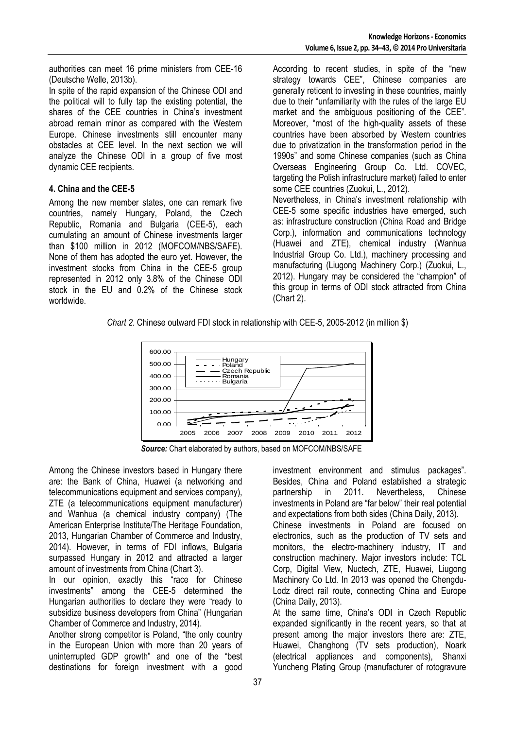authorities can meet 16 prime ministers from CEE-16 (Deutsche Welle, 2013b).

In spite of the rapid expansion of the Chinese ODI and the political will to fully tap the existing potential, the shares of the CEE countries in China's investment abroad remain minor as compared with the Western Europe. Chinese investments still encounter many obstacles at CEE level. In the next section we will analyze the Chinese ODI in a group of five most dynamic CEE recipients.

## 4. China and the CEE-5

Among the new member states, one can remark five countries, namely Hungary, Poland, the Czech Republic, Romania and Bulgaria (CEE-5), each cumulating an amount of Chinese investments larger than \$100 million in 2012 (MOFCOM/NBS/SAFE). None of them has adopted the euro yet. However, the investment stocks from China in the CEE-5 group represented in 2012 only 3.8% of the Chinese ODI stock in the EU and 0.2% of the Chinese stock worldwide.

According to recent studies, in spite of the "new strategy towards CEE", Chinese companies are generally reticent to investing in these countries, mainly due to their "unfamiliarity with the rules of the large EU market and the ambiguous positioning of the CEE". Moreover, "most of the high-quality assets of these countries have been absorbed by Western countries due to privatization in the transformation period in the 1990s" and some Chinese companies (such as China Overseas Engineering Group Co. Ltd. COVEC, targeting the Polish infrastructure market) failed to enter some CEE countries (Zuokui, L., 2012).

Nevertheless, in China's investment relationship with CEE-5 some specific industries have emerged, such as: infrastructure construction (China Road and Bridge Corp.), information and communications technology (Huawei and ZTE), chemical industry (Wanhua Industrial Group Co. Ltd.), machinery processing and manufacturing (Liugong Machinery Corp.) (Zuokui, L., 2012). Hungary may be considered the "champion" of this group in terms of ODI stock attracted from China (Chart 2).

*Chart 2.* Chinese outward FDI stock in relationship with CEE-5, 2005-2012 (in million \$)

***Source:*** Chart elaborated by authors, based on MOFCOM/NBS/SAFE

Among the Chinese investors based in Hungary there are: the Bank of China, Huawei (a networking and telecommunications equipment and services company), ZTE (a telecommunications equipment manufacturer) and Wanhua (a chemical industry company) (The American Enterprise Institute/The Heritage Foundation, 2013, Hungarian Chamber of Commerce and Industry, 2014). However, in terms of FDI inflows, Bulgaria surpassed Hungary in 2012 and attracted a larger amount of investments from China (Chart 3).

In our opinion, exactly this "race for Chinese investments" among the CEE-5 determined the Hungarian authorities to declare they were "ready to subsidize business developers from China" (Hungarian Chamber of Commerce and Industry, 2014).

Another strong competitor is Poland, "the only country in the European Union with more than 20 years of uninterrupted GDP growth" and one of the "best destinations for foreign investment with a good investment environment and stimulus packages". Besides, China and Poland established a strategic partnership in 2011. Nevertheless, Chinese investments in Poland are "far below" their real potential and expectations from both sides (China Daily, 2013).

Chinese investments in Poland are focused on electronics, such as the production of TV sets and monitors, the electro-machinery industry, IT and construction machinery. Major investors include: TCL Corp, Digital View, Nuctech, ZTE, Huawei, Liugong Machinery Co Ltd. In 2013 was opened the Chengdu-Lodz direct rail route, connecting China and Europe (China Daily, 2013).

At the same time, China's ODI in Czech Republic expanded significantly in the recent years, so that at present among the major investors there are: ZTE, Huawei, Changhong (TV sets production), Noark (electrical appliances and components), Shanxi Yuncheng Plating Group (manufacturer of rotogravure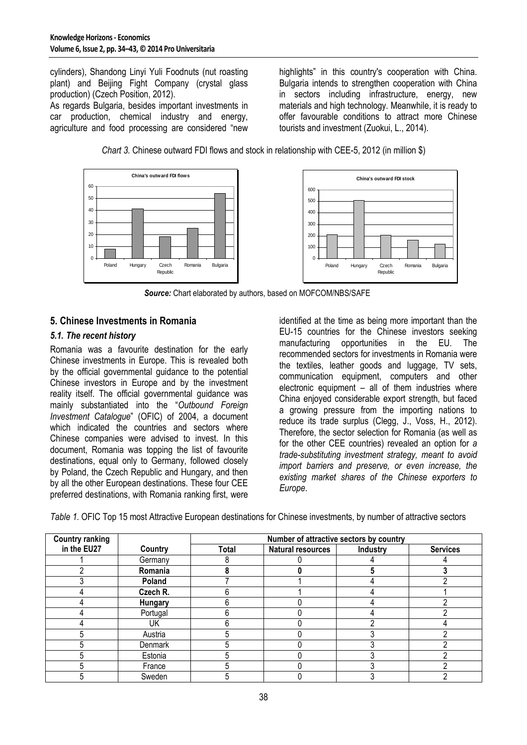cylinders), Shandong Linyi Yuli Foodnuts (nut roasting plant) and Beijing Fight Company (crystal glass production) (Czech Position, 2012).

As regards Bulgaria, besides important investments in car production, chemical industry and energy, agriculture and food processing are considered "new highlights" in this country's cooperation with China. Bulgaria intends to strengthen cooperation with China in sectors including infrastructure, energy, new materials and high technology. Meanwhile, it is ready to offer favourable conditions to attract more Chinese tourists and investment (Zuokui, L., 2014).

*Chart 3.* Chinese outward FDI flows and stock in relationship with CEE-5, 2012 (in million $)

***Source:*** Chart elaborated by authors, based on MOFCOM/NBS/SAFE

## 5. Chinese Investments in Romania

### *5.1. The recent history*

Romania was a favourite destination for the early Chinese investments in Europe. This is revealed both by the official governmental guidance to the potential Chinese investors in Europe and by the investment reality itself. The official governmental guidance was mainly substantiated into the "*Outbound Foreign Investment Catalogue*" (OFIC) of 2004, a document which indicated the countries and sectors where Chinese companies were advised to invest. In this document, Romania was topping the list of favourite destinations, equal only to Germany, followed closely by Poland, the Czech Republic and Hungary, and then by all the other European destinations. These four CEE preferred destinations, with Romania ranking first, were identified at the time as being more important than the EU-15 countries for the Chinese investors seeking manufacturing opportunities in the EU. The recommended sectors for investments in Romania were the textiles, leather goods and luggage, TV sets, communication equipment, computers and other electronic equipment – all of them industries where China enjoyed considerable export strength, but faced a growing pressure from the importing nations to reduce its trade surplus (Clegg, J., Voss, H., 2012). Therefore, the sector selection for Romania (as well as for the other CEE countries) revealed an option for *a trade-substituting investment strategy, meant to avoid import barriers and preserve, or even increase, the existing market shares of the Chinese exporters to Europe*.

*Table 1.* OFIC Top 15 most Attractive European destinations for Chinese investments, by number of attractive sectors

| Country ranking in the EU27 | Country | Number of attractive sectors by country | | | |
|---|---|---|---|---|---|
| | | Total | Natural resources | Industry | Services |
| 1 | Germany | 8 | 0 | 4 | 4 |
| 2 | **Romania** | **8** | **0** | **5** | **3** |
| 3 | **Poland** | 7 | 1 | 4 | 2 |
| 4 | **Czech R.** | 6 | 1 | 4 | 1 |
| 4 | **Hungary** | 6 | 0 | 4 | 2 |
| 4 | Portugal | 6 | 0 | 4 | 2 |
| 4 | UK | 6 | 0 | 2 | 4 |
| 5 | Austria | 5 | 0 | 3 | 2 |
| 5 | Denmark | 5 | 0 | 3 | 2 |
| 5 | Estonia | 5 | 0 | 3 | 2 |
| 5 | France | 5 | 0 | 3 | 2 |
| 5 | Sweden | 5 | 0 | 3 | 2 |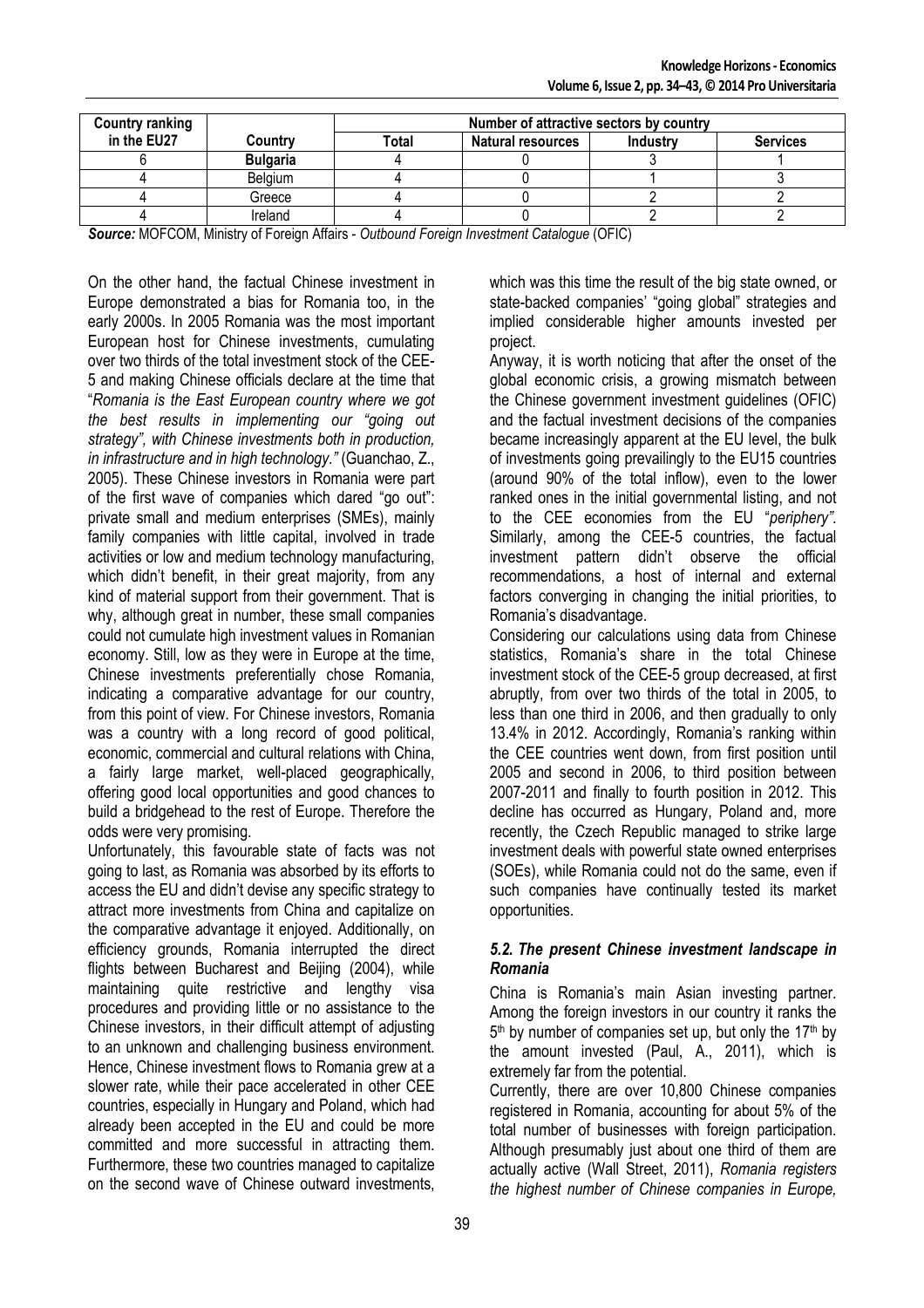| Country ranking in the EU27 | Country | Number of attractive sectors by country | | | |
|---|---|---|---|---|---|
| | | Total | Natural resources | Industry | Services |
| 6 | **Bulgaria** | 4 | 0 | 3 | 1 |
| 4 | Belgium | 4 | 0 | 1 | 3 |
| 4 | Greece | 4 | 0 | 2 | 2 |
| 4 | Ireland | 4 | 0 | 2 | 2 |

***Source:*** MOFCOM, Ministry of Foreign Affairs - *Outbound Foreign Investment Catalogue* (OFIC)

On the other hand, the factual Chinese investment in Europe demonstrated a bias for Romania too, in the early 2000s. In 2005 Romania was the most important European host for Chinese investments, cumulating over two thirds of the total investment stock of the CEE-5 and making Chinese officials declare at the time that "*Romania is the East European country where we got the best results in implementing our "going out strategy", with Chinese investments both in production, in infrastructure and in high technology."* (Guanchao, Z., 2005). These Chinese investors in Romania were part of the first wave of companies which dared "go out": private small and medium enterprises (SMEs), mainly family companies with little capital, involved in trade activities or low and medium technology manufacturing, which didn't benefit, in their great majority, from any kind of material support from their government. That is why, although great in number, these small companies could not cumulate high investment values in Romanian economy. Still, low as they were in Europe at the time, Chinese investments preferentially chose Romania, indicating a comparative advantage for our country, from this point of view. For Chinese investors, Romania was a country with a long record of good political, economic, commercial and cultural relations with China, a fairly large market, well-placed geographically, offering good local opportunities and good chances to build a bridgehead to the rest of Europe. Therefore the odds were very promising.

Unfortunately, this favourable state of facts was not going to last, as Romania was absorbed by its efforts to access the EU and didn't devise any specific strategy to attract more investments from China and capitalize on the comparative advantage it enjoyed. Additionally, on efficiency grounds, Romania interrupted the direct flights between Bucharest and Beijing (2004), while maintaining quite restrictive and lengthy visa procedures and providing little or no assistance to the Chinese investors, in their difficult attempt of adjusting to an unknown and challenging business environment. Hence, Chinese investment flows to Romania grew at a slower rate, while their pace accelerated in other CEE countries, especially in Hungary and Poland, which had already been accepted in the EU and could be more committed and more successful in attracting them. Furthermore, these two countries managed to capitalize on the second wave of Chinese outward investments, which was this time the result of the big state owned, or state-backed companies' "going global" strategies and implied considerable higher amounts invested per project.

Anyway, it is worth noticing that after the onset of the global economic crisis, a growing mismatch between the Chinese government investment guidelines (OFIC) and the factual investment decisions of the companies became increasingly apparent at the EU level, the bulk of investments going prevailingly to the EU15 countries (around 90% of the total inflow), even to the lower ranked ones in the initial governmental listing, and not to the CEE economies from the EU "*periphery"*. Similarly, among the CEE-5 countries, the factual investment pattern didn't observe the official recommendations, a host of internal and external factors converging in changing the initial priorities, to Romania's disadvantage.

Considering our calculations using data from Chinese statistics, Romania's share in the total Chinese investment stock of the CEE-5 group decreased, at first abruptly, from over two thirds of the total in 2005, to less than one third in 2006, and then gradually to only 13.4% in 2012. Accordingly, Romania's ranking within the CEE countries went down, from first position until 2005 and second in 2006, to third position between 2007-2011 and finally to fourth position in 2012. This decline has occurred as Hungary, Poland and, more recently, the Czech Republic managed to strike large investment deals with powerful state owned enterprises (SOEs), while Romania could not do the same, even if such companies have continually tested its market opportunities.

### *5.2. The present Chinese investment landscape in Romania*

China is Romania's main Asian investing partner. Among the foreign investors in our country it ranks the 5th by number of companies set up, but only the 17th by the amount invested (Paul, A., 2011), which is extremely far from the potential.

Currently, there are over 10,800 Chinese companies registered in Romania, accounting for about 5% of the total number of businesses with foreign participation. Although presumably just about one third of them are actually active (Wall Street, 2011), *Romania registers the highest number of Chinese companies in Europe,*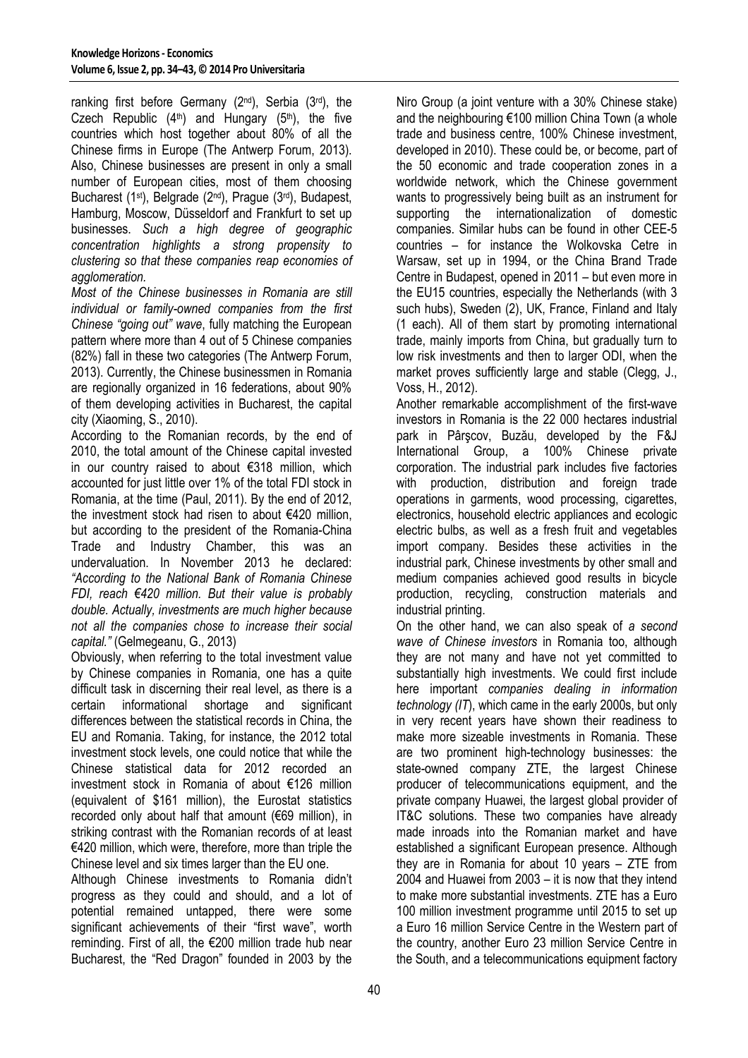ranking first before Germany (2nd), Serbia (3rd), the Czech Republic (4th) and Hungary (5th), the five countries which host together about 80% of all the Chinese firms in Europe (The Antwerp Forum, 2013). Also, Chinese businesses are present in only a small number of European cities, most of them choosing Bucharest (1st), Belgrade (2nd), Prague (3rd), Budapest, Hamburg, Moscow, Düsseldorf and Frankfurt to set up businesses. *Such a high degree of geographic concentration highlights a strong propensity to clustering so that these companies reap economies of agglomeration.*

*Most of the Chinese businesses in Romania are still individual or family-owned companies from the first Chinese "going out" wave*, fully matching the European pattern where more than 4 out of 5 Chinese companies (82%) fall in these two categories (The Antwerp Forum, 2013). Currently, the Chinese businessmen in Romania are regionally organized in 16 federations, about 90% of them developing activities in Bucharest, the capital city (Xiaoming, S., 2010).

According to the Romanian records, by the end of 2010, the total amount of the Chinese capital invested in our country raised to about €318 million, which accounted for just little over 1% of the total FDI stock in Romania, at the time (Paul, 2011). By the end of 2012, the investment stock had risen to about €420 million, but according to the president of the Romania-China Trade and Industry Chamber, this was an undervaluation. In November 2013 he declared: *"According to the National Bank of Romania Chinese FDI, reach €420 million. But their value is probably double. Actually, investments are much higher because not all the companies chose to increase their social capital."* (Gelmegeanu, G., 2013)

Obviously, when referring to the total investment value by Chinese companies in Romania, one has a quite difficult task in discerning their real level, as there is a certain informational shortage and significant differences between the statistical records in China, the EU and Romania. Taking, for instance, the 2012 total investment stock levels, one could notice that while the Chinese statistical data for 2012 recorded an investment stock in Romania of about €126 million (equivalent of $161 million), the Eurostat statistics recorded only about half that amount (€69 million), in striking contrast with the Romanian records of at least €420 million, which were, therefore, more than triple the Chinese level and six times larger than the EU one.

Although Chinese investments to Romania didn't progress as they could and should, and a lot of potential remained untapped, there were some significant achievements of their "first wave", worth reminding. First of all, the €200 million trade hub near Bucharest, the "Red Dragon" founded in 2003 by the Niro Group (a joint venture with a 30% Chinese stake) and the neighbouring €100 million China Town (a whole trade and business centre, 100% Chinese investment, developed in 2010). These could be, or become, part of the 50 economic and trade cooperation zones in a worldwide network, which the Chinese government wants to progressively being built as an instrument for supporting the internationalization of domestic companies. Similar hubs can be found in other CEE-5 countries – for instance the Wolkovska Cetre in Warsaw, set up in 1994, or the China Brand Trade Centre in Budapest, opened in 2011 – but even more in the EU15 countries, especially the Netherlands (with 3 such hubs), Sweden (2), UK, France, Finland and Italy (1 each). All of them start by promoting international trade, mainly imports from China, but gradually turn to low risk investments and then to larger ODI, when the market proves sufficiently large and stable (Clegg, J., Voss, H., 2012).

Another remarkable accomplishment of the first-wave investors in Romania is the 22 000 hectares industrial park in Pârşcov, Buzău, developed by the F&J International Group, a 100% Chinese private corporation. The industrial park includes five factories with production, distribution and foreign trade operations in garments, wood processing, cigarettes, electronics, household electric appliances and ecologic electric bulbs, as well as a fresh fruit and vegetables import company. Besides these activities in the industrial park, Chinese investments by other small and medium companies achieved good results in bicycle production, recycling, construction materials and industrial printing.

On the other hand, we can also speak of *a second wave of Chinese investors* in Romania too, although they are not many and have not yet committed to substantially high investments. We could first include here important *companies dealing in information technology (IT)*, which came in the early 2000s, but only in very recent years have shown their readiness to make more sizeable investments in Romania. These are two prominent high-technology businesses: the state-owned company ZTE, the largest Chinese producer of telecommunications equipment, and the private company Huawei, the largest global provider of IT&C solutions. These two companies have already made inroads into the Romanian market and have established a significant European presence. Although they are in Romania for about 10 years – ZTE from 2004 and Huawei from 2003 – it is now that they intend to make more substantial investments. ZTE has a Euro 100 million investment programme until 2015 to set up a Euro 16 million Service Centre in the Western part of the country, another Euro 23 million Service Centre in the South, and a telecommunications equipment factory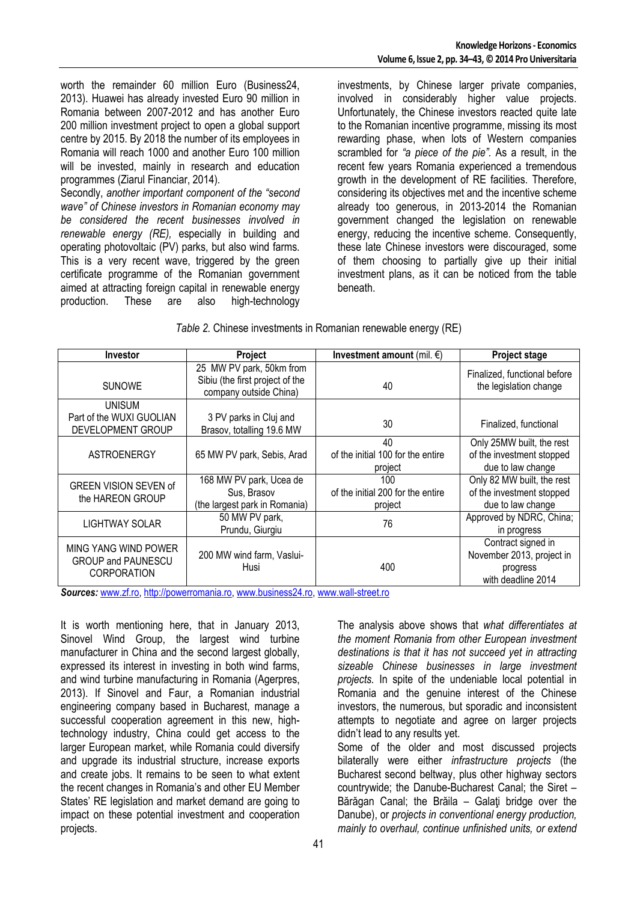worth the remainder 60 million Euro (Business24, 2013). Huawei has already invested Euro 90 million in Romania between 2007-2012 and has another Euro 200 million investment project to open a global support centre by 2015. By 2018 the number of its employees in Romania will reach 1000 and another Euro 100 million will be invested, mainly in research and education programmes (Ziarul Financiar, 2014).

Secondly, *another important component of the "second wave" of Chinese investors in Romanian economy may be considered the recent businesses involved in renewable energy (RE),* especially in building and operating photovoltaic (PV) parks, but also wind farms. This is a very recent wave, triggered by the green certificate programme of the Romanian government aimed at attracting foreign capital in renewable energy production. These are also high-technology investments, by Chinese larger private companies, involved in considerably higher value projects. Unfortunately, the Chinese investors reacted quite late to the Romanian incentive programme, missing its most rewarding phase, when lots of Western companies scrambled for *"a piece of the pie"*. As a result, in the recent few years Romania experienced a tremendous growth in the development of RE facilities. Therefore, considering its objectives met and the incentive scheme already too generous, in 2013-2014 the Romanian government changed the legislation on renewable energy, reducing the incentive scheme. Consequently, these late Chinese investors were discouraged, some of them choosing to partially give up their initial investment plans, as it can be noticed from the table beneath.

*Table 2.* Chinese investments in Romanian renewable energy (RE)

| Investor | Project | Investment amount (mil. €) | Project stage |
|---|---|---|---|
| SUNOWE | 25 MW PV park, 50km from Sibiu (the first project of the company outside China) | 40 | Finalized, functional before the legislation change |
| UNISUM Part of the WUXI GUOLIAN DEVELOPMENT GROUP | 3 PV parks in Cluj and Brasov, totalling 19.6 MW | 30 | Finalized, functional |
| ASTROENERGY | 65 MW PV park, Sebis, Arad | 40 of the initial 100 for the entire project | Only 25MW built, the rest of the investment stopped due to law change |
| GREEN VISION SEVEN of the HAREON GROUP | 168 MW PV park, Ucea de Sus, Brasov (the largest park in Romania) | 100 of the initial 200 for the entire project | Only 82 MW built, the rest of the investment stopped due to law change |
| LIGHTWAY SOLAR | 50 MW PV park, Prundu, Giurgiu | 76 | Approved by NDRC, China; in progress |
| MING YANG WIND POWER GROUP and PAUNESCU CORPORATION | 200 MW wind farm, Vaslui-Husi | 400 | Contract signed in November 2013, project in progress with deadline 2014 |

***Sources:*** www.zf.ro, http://powerromania.ro, www.business24.ro, www.wall-street.ro

It is worth mentioning here, that in January 2013, Sinovel Wind Group, the largest wind turbine manufacturer in China and the second largest globally, expressed its interest in investing in both wind farms, and wind turbine manufacturing in Romania (Agerpres, 2013). If Sinovel and Faur, a Romanian industrial engineering company based in Bucharest, manage a successful cooperation agreement in this new, high-technology industry, China could get access to the larger European market, while Romania could diversify and upgrade its industrial structure, increase exports and create jobs. It remains to be seen to what extent the recent changes in Romania's and other EU Member States' RE legislation and market demand are going to impact on these potential investment and cooperation projects.

The analysis above shows that *what differentiates at the moment Romania from other European investment destinations is that it has not succeed yet in attracting sizeable Chinese businesses in large investment projects.* In spite of the undeniable local potential in Romania and the genuine interest of the Chinese investors, the numerous, but sporadic and inconsistent attempts to negotiate and agree on larger projects didn't lead to any results yet.

Some of the older and most discussed projects bilaterally were either *infrastructure projects* (the Bucharest second beltway, plus other highway sectors countrywide; the Danube-Bucharest Canal; the Siret – Bărăgan Canal; the Brăila – Galaţi bridge over the Danube), or *projects in conventional energy production, mainly to overhaul, continue unfinished units, or extend*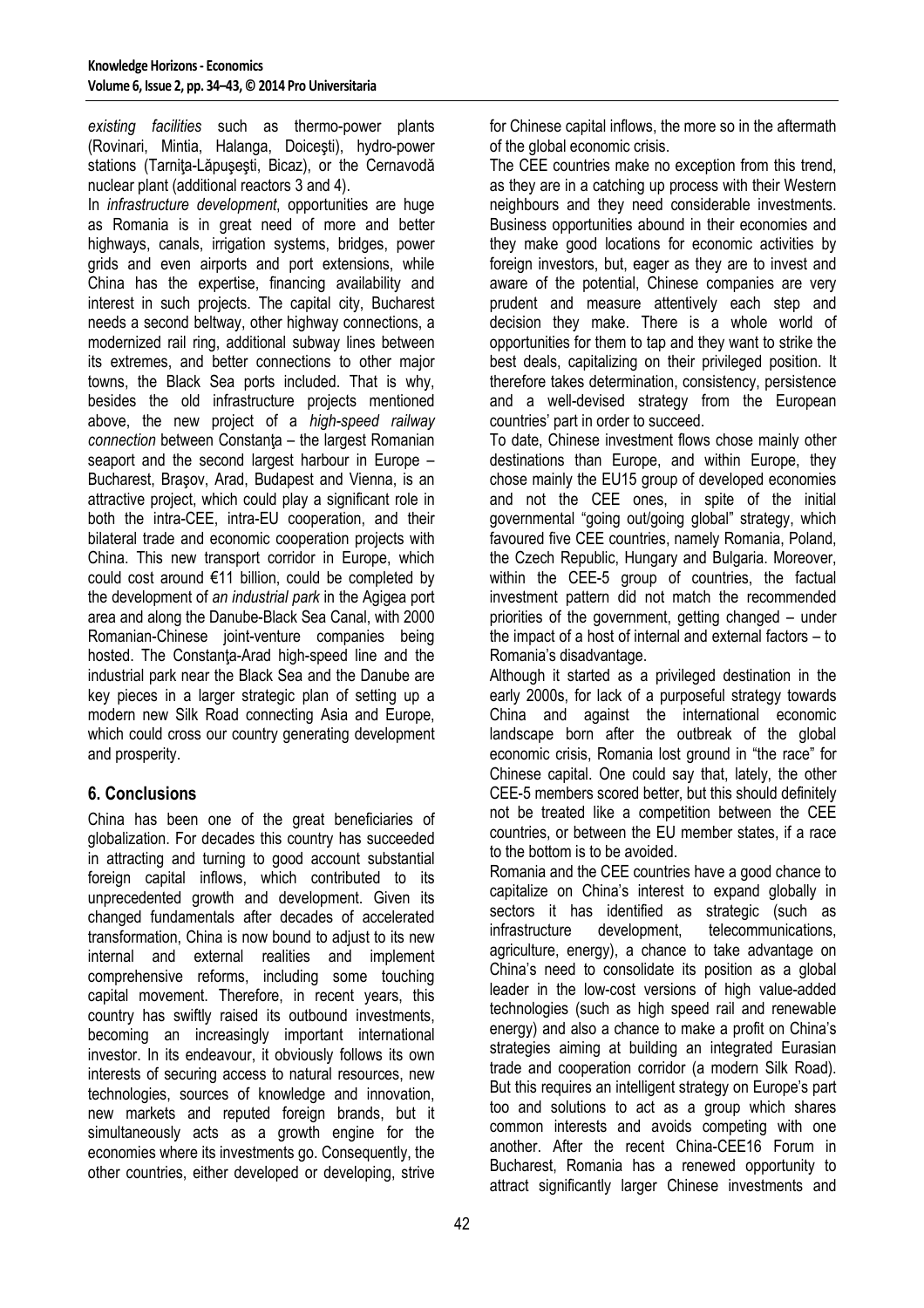*existing facilities* such as thermo-power plants (Rovinari, Mintia, Halanga, Doiceşti), hydro-power stations (Tarniţa-Lăpuşeşti, Bicaz), or the Cernavodă nuclear plant (additional reactors 3 and 4).

In *infrastructure development*, opportunities are huge as Romania is in great need of more and better highways, canals, irrigation systems, bridges, power grids and even airports and port extensions, while China has the expertise, financing availability and interest in such projects. The capital city, Bucharest needs a second beltway, other highway connections, a modernized rail ring, additional subway lines between its extremes, and better connections to other major towns, the Black Sea ports included. That is why, besides the old infrastructure projects mentioned above, the new project of a *high-speed railway connection* between Constanţa – the largest Romanian seaport and the second largest harbour in Europe – Bucharest, Braşov, Arad, Budapest and Vienna, is an attractive project, which could play a significant role in both the intra-CEE, intra-EU cooperation, and their bilateral trade and economic cooperation projects with China. This new transport corridor in Europe, which could cost around €11 billion, could be completed by the development of *an industrial park* in the Agigea port area and along the Danube-Black Sea Canal, with 2000 Romanian-Chinese joint-venture companies being hosted. The Constanţa-Arad high-speed line and the industrial park near the Black Sea and the Danube are key pieces in a larger strategic plan of setting up a modern new Silk Road connecting Asia and Europe, which could cross our country generating development and prosperity.

## 6. Conclusions

China has been one of the great beneficiaries of globalization. For decades this country has succeeded in attracting and turning to good account substantial foreign capital inflows, which contributed to its unprecedented growth and development. Given its changed fundamentals after decades of accelerated transformation, China is now bound to adjust to its new internal and external realities and implement comprehensive reforms, including some touching capital movement. Therefore, in recent years, this country has swiftly raised its outbound investments, becoming an increasingly important international investor. In its endeavour, it obviously follows its own interests of securing access to natural resources, new technologies, sources of knowledge and innovation, new markets and reputed foreign brands, but it simultaneously acts as a growth engine for the economies where its investments go. Consequently, the other countries, either developed or developing, strive for Chinese capital inflows, the more so in the aftermath of the global economic crisis.

The CEE countries make no exception from this trend, as they are in a catching up process with their Western neighbours and they need considerable investments. Business opportunities abound in their economies and they make good locations for economic activities by foreign investors, but, eager as they are to invest and aware of the potential, Chinese companies are very prudent and measure attentively each step and decision they make. There is a whole world of opportunities for them to tap and they want to strike the best deals, capitalizing on their privileged position. It therefore takes determination, consistency, persistence and a well-devised strategy from the European countries' part in order to succeed.

To date, Chinese investment flows chose mainly other destinations than Europe, and within Europe, they chose mainly the EU15 group of developed economies and not the CEE ones, in spite of the initial governmental "going out/going global" strategy, which favoured five CEE countries, namely Romania, Poland, the Czech Republic, Hungary and Bulgaria. Moreover, within the CEE-5 group of countries, the factual investment pattern did not match the recommended priorities of the government, getting changed – under the impact of a host of internal and external factors – to Romania's disadvantage.

Although it started as a privileged destination in the early 2000s, for lack of a purposeful strategy towards China and against the international economic landscape born after the outbreak of the global economic crisis, Romania lost ground in "the race" for Chinese capital. One could say that, lately, the other CEE-5 members scored better, but this should definitely not be treated like a competition between the CEE countries, or between the EU member states, if a race to the bottom is to be avoided.

Romania and the CEE countries have a good chance to capitalize on China's interest to expand globally in sectors it has identified as strategic (such as infrastructure development, telecommunications, agriculture, energy), a chance to take advantage on China's need to consolidate its position as a global leader in the low-cost versions of high value-added technologies (such as high speed rail and renewable energy) and also a chance to make a profit on China's strategies aiming at building an integrated Eurasian trade and cooperation corridor (a modern Silk Road). But this requires an intelligent strategy on Europe's part too and solutions to act as a group which shares common interests and avoids competing with one another. After the recent China-CEE16 Forum in Bucharest, Romania has a renewed opportunity to attract significantly larger Chinese investments and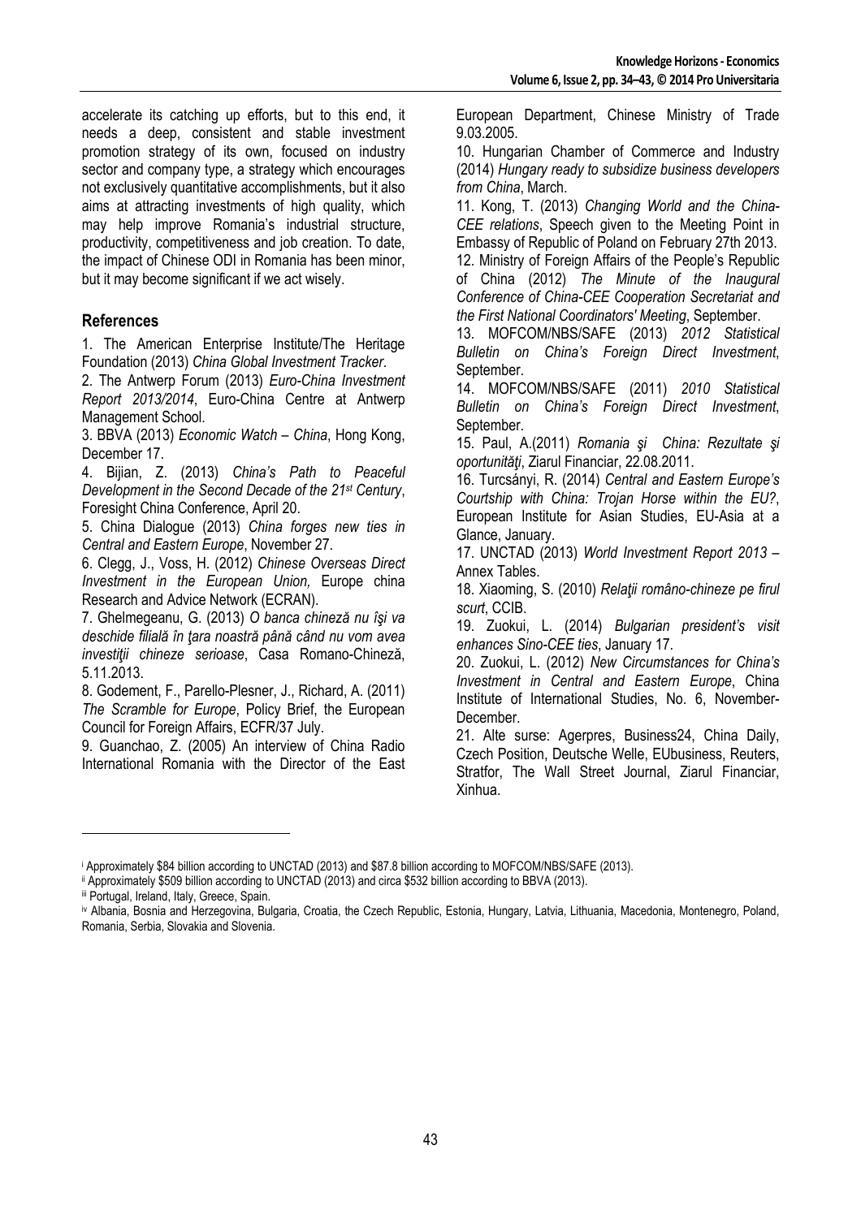accelerate its catching up efforts, but to this end, it needs a deep, consistent and stable investment promotion strategy of its own, focused on industry sector and company type, a strategy which encourages not exclusively quantitative accomplishments, but it also aims at attracting investments of high quality, which may help improve Romania's industrial structure, productivity, competitiveness and job creation. To date, the impact of Chinese ODI in Romania has been minor, but it may become significant if we act wisely.

## References

1. The American Enterprise Institute/The Heritage Foundation (2013) *China Global Investment Tracker*.
2. The Antwerp Forum (2013) *Euro-China Investment Report 2013/2014*, Euro-China Centre at Antwerp Management School.
3. BBVA (2013) *Economic Watch – China*, Hong Kong, December 17.
4. Bijian, Z. (2013) *China's Path to Peaceful Development in the Second Decade of the 21st Century*, Foresight China Conference, April 20.
5. China Dialogue (2013) *China forges new ties in Central and Eastern Europe*, November 27.
6. Clegg, J., Voss, H. (2012) *Chinese Overseas Direct Investment in the European Union,* Europe china Research and Advice Network (ECRAN).
7. Ghelmegeanu, G. (2013) *O banca chineză nu îşi va deschide filială în ţara noastră până când nu vom avea investiţii chineze serioase*, Casa Romano-Chineză, 5.11.2013.
8. Godement, F., Parello-Plesner, J., Richard, A. (2011) *The Scramble for Europe*, Policy Brief, the European Council for Foreign Affairs, ECFR/37 July.
9. Guanchao, Z. (2005) An interview of China Radio International Romania with the Director of the East European Department, Chinese Ministry of Trade 9.03.2005.
10. Hungarian Chamber of Commerce and Industry (2014) *Hungary ready to subsidize business developers from China*, March.
11. Kong, T. (2013) *Changing World and the China-CEE relations*, Speech given to the Meeting Point in Embassy of Republic of Poland on February 27th 2013.
12. Ministry of Foreign Affairs of the People's Republic of China (2012) *The Minute of the Inaugural Conference of China-CEE Cooperation Secretariat and the First National Coordinators' Meeting*, September.
13. MOFCOM/NBS/SAFE (2013) *2012 Statistical Bulletin on China's Foreign Direct Investment*, September.
14. MOFCOM/NBS/SAFE (2011) *2010 Statistical Bulletin on China's Foreign Direct Investment*, September.
15. Paul, A.(2011) *Romania şi China: Rezultate şi oportunităţi*, Ziarul Financiar, 22.08.2011.
16. Turcsányi, R. (2014) *Central and Eastern Europe's Courtship with China: Trojan Horse within the EU?*, European Institute for Asian Studies, EU-Asia at a Glance, January.
17. UNCTAD (2013) *World Investment Report 2013 –* Annex Tables.
18. Xiaoming, S. (2010) *Relaţii româno-chineze pe firul scurt*, CCIB.
19. Zuokui, L. (2014) *Bulgarian president's visit enhances Sino-CEE ties*, January 17.
20. Zuokui, L. (2012) *New Circumstances for China's Investment in Central and Eastern Europe*, China Institute of International Studies, No. 6, November-December.
21. Alte surse: Agerpres, Business24, China Daily, Czech Position, Deutsche Welle, EUbusiness, Reuters, Stratfor, The Wall Street Journal, Ziarul Financiar, Xinhua.

---

[i] Approximately $84 billion according to UNCTAD (2013) and $87.8 billion according to MOFCOM/NBS/SAFE (2013).

[ii] Approximately $509 billion according to UNCTAD (2013) and circa $532 billion according to BBVA (2013).

[iii] Portugal, Ireland, Italy, Greece, Spain.

[iv] Albania, Bosnia and Herzegovina, Bulgaria, Croatia, the Czech Republic, Estonia, Hungary, Latvia, Lithuania, Macedonia, Montenegro, Poland, Romania, Serbia, Slovakia and Slovenia.